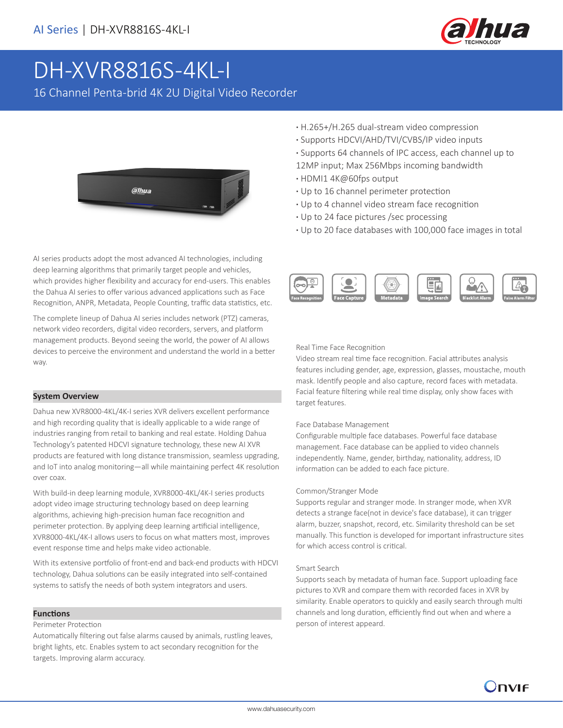AI Series | DH-XVR8816S-4KL-I

# DH-XVR8816S-4KL-I

16 Channel Penta-brid 4K 2U Digital Video Recorder

- H.265+/H.265 dual-stream video compression
- Supports HDCVI/AHD/TVI/CVBS/IP video inputs
- Supports 64 channels of IPC access, each channel up to 12MP input; Max 256Mbps incoming bandwidth
- HDMI1 4K@60fps output
- Up to 16 channel perimeter protection
- Up to 4 channel video stream face recognition
- Up to 24 face pictures /sec processing
- Up to 20 face databases with 100,000 face images in total

Face Recognition | Face Capture | Metadata | Image Search | Blacklist Alarm | False Alarm Filter

AI series products adopt the most advanced AI technologies, including deep learning algorithms that primarily target people and vehicles, which provides higher flexibility and accuracy for end-users. This enables the Dahua AI series to offer various advanced applications such as Face Recognition, ANPR, Metadata, People Counting, traffic data statistics, etc.

The complete lineup of Dahua AI series includes network (PTZ) cameras, network video recorders, digital video recorders, servers, and platform management products. Beyond seeing the world, the power of AI allows devices to perceive the environment and understand the world in a better way.

## System Overview

Dahua new XVR8000-4KL/4K-I series XVR delivers excellent performance and high recording quality that is ideally applicable to a wide range of industries ranging from retail to banking and real estate. Holding Dahua Technology's patented HDCVI signature technology, these new AI XVR products are featured with long distance transmission, seamless upgrading, and IoT into analog monitoring—all while maintaining perfect 4K resolution over coax.

With build-in deep learning module, XVR8000-4KL/4K-I series products adopt video image structuring technology based on deep learning algorithms, achieving high-precision human face recognition and perimeter protection. By applying deep learning artificial intelligence, XVR8000-4KL/4K-I allows users to focus on what matters most, improves event response time and helps make video actionable.

With its extensive portfolio of front-end and back-end products with HDCVI technology, Dahua solutions can be easily integrated into self-contained systems to satisfy the needs of both system integrators and users.

## Functions

Perimeter Protection

Automatically filtering out false alarms caused by animals, rustling leaves, bright lights, etc. Enables system to act secondary recognition for the targets. Improving alarm accuracy.

Real Time Face Recognition

Video stream real time face recognition. Facial attributes analysis features including gender, age, expression, glasses, moustache, mouth mask. Identify people and also capture, record faces with metadata. Facial feature filtering while real time display, only show faces with target features.

Face Database Management

Configurable multiple face databases. Powerful face database management. Face database can be applied to video channels independently. Name, gender, birthday, nationality, address, ID information can be added to each face picture.

Common/Stranger Mode

Supports regular and stranger mode. In stranger mode, when XVR detects a strange face(not in device's face database), it can trigger alarm, buzzer, snapshot, record, etc. Similarity threshold can be set manually. This function is developed for important infrastructure sites for which access control is critical.

Smart Search

Supports seach by metadata of human face. Support uploading face pictures to XVR and compare them with recorded faces in XVR by similarity. Enable operators to quickly and easily search through multi channels and long duration, efficiently find out when and where a person of interest appeard.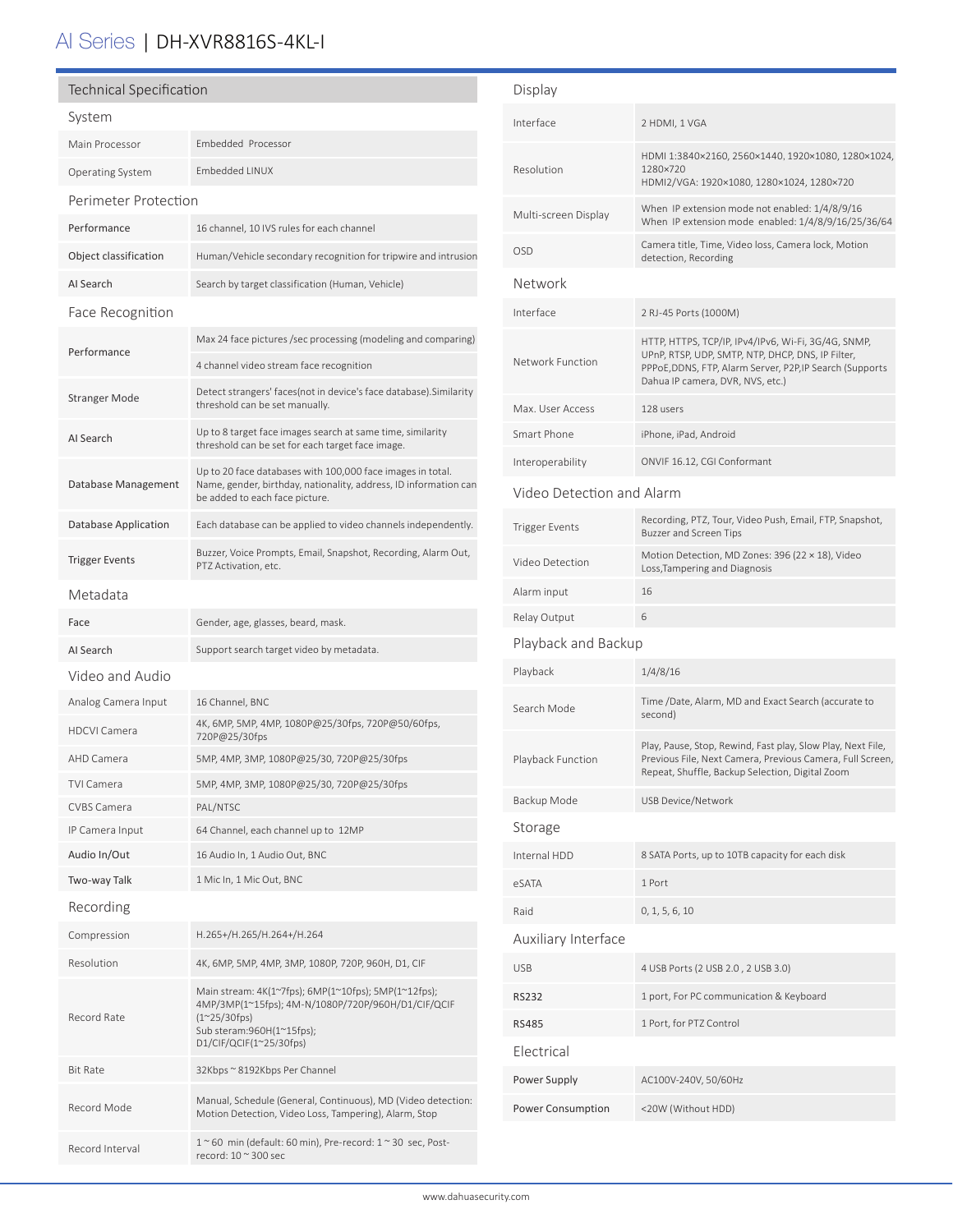# AI Series | DH-XVR8816S-4KL-I

## Technical Specification

### System

| | |
|---|---|
| Main Processor | Embedded Processor |
| Operating System | Embedded LINUX |

### Perimeter Protection

| | |
|---|---|
| Performance | 16 channel, 10 IVS rules for each channel |
| Object classification | Human/Vehicle secondary recognition for tripwire and intrusion |
| AI Search | Search by target classification (Human, Vehicle) |

### Face Recognition

| | |
|---|---|
| Performance | Max 24 face pictures /sec processing (modeling and comparing) |
| | 4 channel video stream face recognition |
| Stranger Mode | Detect strangers' faces(not in device's face database).Similarity threshold can be set manually. |
| AI Search | Up to 8 target face images search at same time, similarity threshold can be set for each target face image. |
| Database Management | Up to 20 face databases with 100,000 face images in total. Name, gender, birthday, nationality, address, ID information can be added to each face picture. |
| Database Application | Each database can be applied to video channels independently. |
| Trigger Events | Buzzer, Voice Prompts, Email, Snapshot, Recording, Alarm Out, PTZ Activation, etc. |

### Metadata

| | |
|---|---|
| Face | Gender, age, glasses, beard, mask. |
| AI Search | Support search target video by metadata. |

### Video and Audio

| | |
|---|---|
| Analog Camera Input | 16 Channel, BNC |
| HDCVI Camera | 4K, 6MP, 5MP, 4MP, 1080P@25/30fps, 720P@50/60fps, 720P@25/30fps |
| AHD Camera | 5MP, 4MP, 3MP, 1080P@25/30, 720P@25/30fps |
| TVI Camera | 5MP, 4MP, 3MP, 1080P@25/30, 720P@25/30fps |
| CVBS Camera | PAL/NTSC |
| IP Camera Input | 64 Channel, each channel up to 12MP |
| Audio In/Out | 16 Audio In, 1 Audio Out, BNC |
| Two-way Talk | 1 Mic In, 1 Mic Out, BNC |

### Recording

| | |
|---|---|
| Compression | H.265+/H.265/H.264+/H.264 |
| Resolution | 4K, 6MP, 5MP, 4MP, 3MP, 1080P, 720P, 960H, D1, CIF |
| Record Rate | Main stream: 4K(1~7fps); 6MP(1~10fps); 5MP(1~12fps); 4MP/3MP(1~15fps); 4M-N/1080P/720P/960H/D1/CIF/QCIF (1~25/30fps)<br>Sub steram:960H(1~15fps); D1/CIF/QCIF(1~25/30fps) |
| Bit Rate | 32Kbps ~ 8192Kbps Per Channel |
| Record Mode | Manual, Schedule (General, Continuous), MD (Video detection: Motion Detection, Video Loss, Tampering), Alarm, Stop |
| Record Interval | 1 ~ 60 min (default: 60 min), Pre-record: 1 ~ 30 sec, Post-record: 10 ~ 300 sec |

### Display

| | |
|---|---|
| Interface | 2 HDMI, 1 VGA |
| Resolution | HDMI 1:3840×2160, 2560×1440, 1920×1080, 1280×1024, 1280×720<br>HDMI2/VGA: 1920×1080, 1280×1024, 1280×720 |
| Multi-screen Display | When IP extension mode not enabled: 1/4/8/9/16<br>When IP extension mode enabled: 1/4/8/9/16/25/36/64 |
| OSD | Camera title, Time, Video loss, Camera lock, Motion detection, Recording |

### Network

| | |
|---|---|
| Interface | 2 RJ-45 Ports (1000M) |
| Network Function | HTTP, HTTPS, TCP/IP, IPv4/IPv6, Wi-Fi, 3G/4G, SNMP, UPnP, RTSP, UDP, SMTP, NTP, DHCP, DNS, IP Filter, PPPoE,DDNS, FTP, Alarm Server, P2P,IP Search (Supports Dahua IP camera, DVR, NVS, etc.) |
| Max. User Access | 128 users |
| Smart Phone | iPhone, iPad, Android |
| Interoperability | ONVIF 16.12, CGI Conformant |

### Video Detection and Alarm

| | |
|---|---|
| Trigger Events | Recording, PTZ, Tour, Video Push, Email, FTP, Snapshot, Buzzer and Screen Tips |
| Video Detection | Motion Detection, MD Zones: 396 (22 × 18), Video Loss,Tampering and Diagnosis |
| Alarm input | 16 |
| Relay Output | 6 |

### Playback and Backup

| | |
|---|---|
| Playback | 1/4/8/16 |
| Search Mode | Time /Date, Alarm, MD and Exact Search (accurate to second) |
| Playback Function | Play, Pause, Stop, Rewind, Fast play, Slow Play, Next File, Previous File, Next Camera, Previous Camera, Full Screen, Repeat, Shuffle, Backup Selection, Digital Zoom |
| Backup Mode | USB Device/Network |

### Storage

| | |
|---|---|
| Internal HDD | 8 SATA Ports, up to 10TB capacity for each disk |
| eSATA | 1 Port |
| Raid | 0, 1, 5, 6, 10 |

### Auxiliary Interface

| | |
|---|---|
| USB | 4 USB Ports (2 USB 2.0 , 2 USB 3.0) |
| RS232 | 1 port, For PC communication & Keyboard |
| RS485 | 1 Port, for PTZ Control |

### Electrical

| | |
|---|---|
| Power Supply | AC100V-240V, 50/60Hz |
| Power Consumption | <20W (Without HDD) |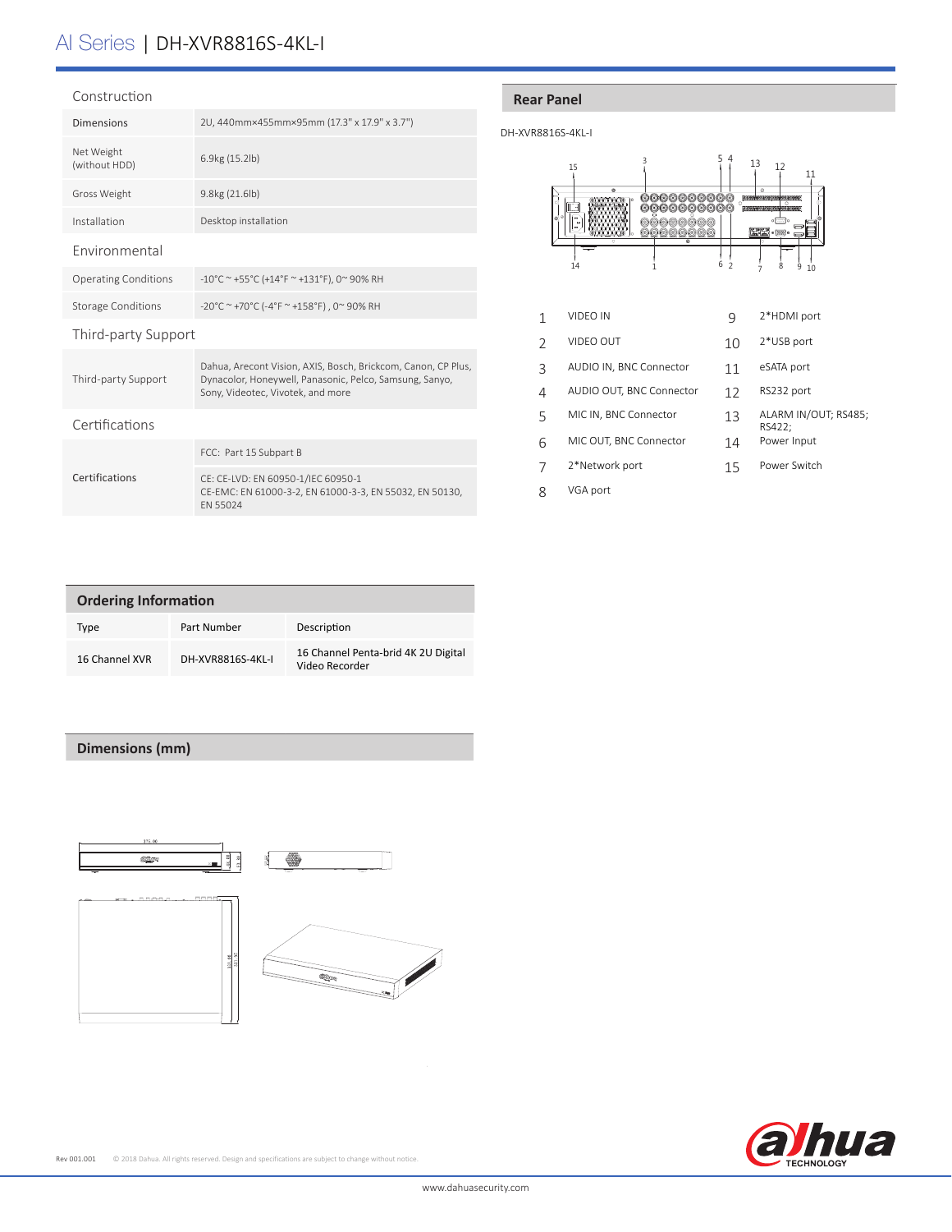# AI Series | DH-XVR8816S-4KL-I

## Construction

| | |
|---|---|
| Dimensions | 2U, 440mm×455mm×95mm (17.3" x 17.9" x 3.7") |
| Net Weight (without HDD) | 6.9kg (15.2lb) |
| Gross Weight | 9.8kg (21.6lb) |
| Installation | Desktop installation |

## Environmental

| | |
|---|---|
| Operating Conditions | -10°C ~ +55°C (+14°F ~ +131°F), 0~ 90% RH |
| Storage Conditions | -20°C ~ +70°C (-4°F ~ +158°F) , 0~ 90% RH |

## Third-party Support

| | |
|---|---|
| Third-party Support | Dahua, Arecont Vision, AXIS, Bosch, Brickcom, Canon, CP Plus, Dynacolor, Honeywell, Panasonic, Pelco, Samsung, Sanyo, Sony, Videotec, Vivotek, and more |

## Certifications

| | |
|---|---|
| Certifications | FCC: Part 15 Subpart B |
| | CE: CE-LVD: EN 60950-1/IEC 60950-1<br>CE-EMC: EN 61000-3-2, EN 61000-3-3, EN 55032, EN 50130, EN 55024 |

## Rear Panel

DH-XVR8816S-4KL-I

| | | | |
|---|---|---|---|
| 1 | VIDEO IN | 9 | 2*HDMI port |
| 2 | VIDEO OUT | 10 | 2*USB port |
| 3 | AUDIO IN, BNC Connector | 11 | eSATA port |
| 4 | AUDIO OUT, BNC Connector | 12 | RS232 port |
| 5 | MIC IN, BNC Connector | 13 | ALARM IN/OUT; RS485; RS422; |
| 6 | MIC OUT, BNC Connector | 14 | Power Input |
| 7 | 2*Network port | 15 | Power Switch |
| 8 | VGA port | | |

## Ordering Information

| Type | Part Number | Description |
|---|---|---|
| 16 Channel XVR | DH-XVR8816S-4KL-I | 16 Channel Penta-brid 4K 2U Digital Video Recorder |

## Dimensions (mm)

Rev 001.001 © 2018 Dahua. All rights reserved. Design and specifications are subject to change without notice.

www.dahuasecurity.com